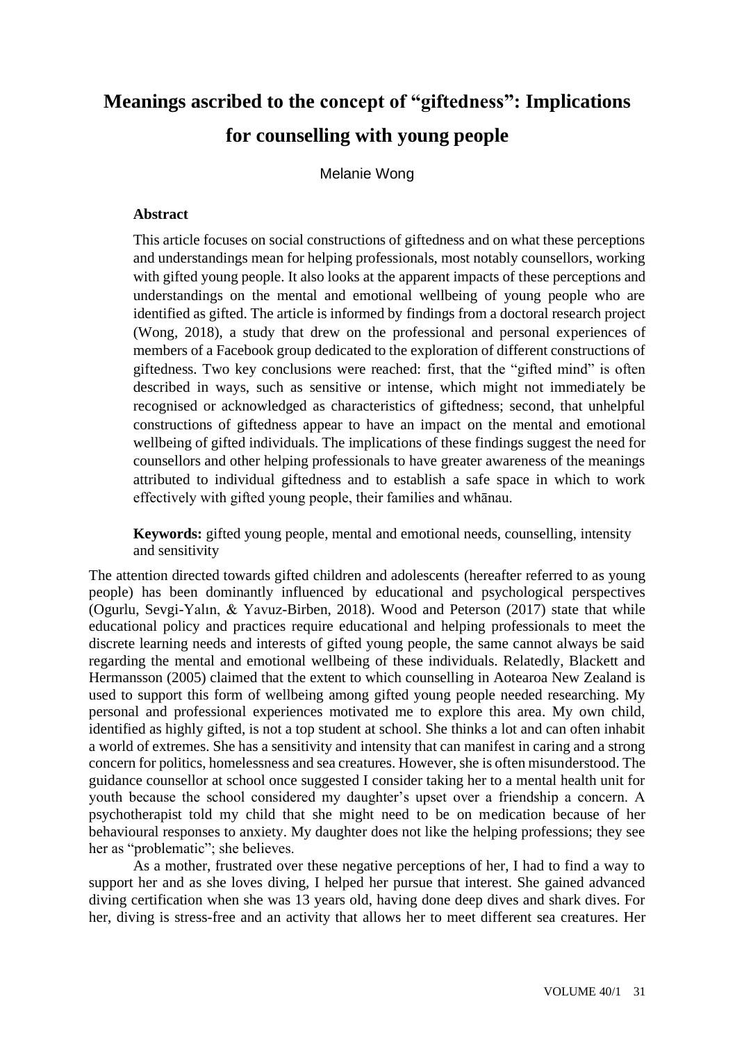# Meanings ascribed to the concept of "giftedness": Implications for counselling with young people

Melanie Wong

**Abstract**

This article focuses on social constructions of giftedness and on what these perceptions and understandings mean for helping professionals, most notably counsellors, working with gifted young people. It also looks at the apparent impacts of these perceptions and understandings on the mental and emotional wellbeing of young people who are identified as gifted. The article is informed by findings from a doctoral research project (Wong, 2018), a study that drew on the professional and personal experiences of members of a Facebook group dedicated to the exploration of different constructions of giftedness. Two key conclusions were reached: first, that the "gifted mind" is often described in ways, such as sensitive or intense, which might not immediately be recognised or acknowledged as characteristics of giftedness; second, that unhelpful constructions of giftedness appear to have an impact on the mental and emotional wellbeing of gifted individuals. The implications of these findings suggest the need for counsellors and other helping professionals to have greater awareness of the meanings attributed to individual giftedness and to establish a safe space in which to work effectively with gifted young people, their families and whānau.

**Keywords:** gifted young people, mental and emotional needs, counselling, intensity and sensitivity

The attention directed towards gifted children and adolescents (hereafter referred to as young people) has been dominantly influenced by educational and psychological perspectives (Ogurlu, Sevgi-Yalın, & Yavuz-Birben, 2018). Wood and Peterson (2017) state that while educational policy and practices require educational and helping professionals to meet the discrete learning needs and interests of gifted young people, the same cannot always be said regarding the mental and emotional wellbeing of these individuals. Relatedly, Blackett and Hermansson (2005) claimed that the extent to which counselling in Aotearoa New Zealand is used to support this form of wellbeing among gifted young people needed researching. My personal and professional experiences motivated me to explore this area. My own child, identified as highly gifted, is not a top student at school. She thinks a lot and can often inhabit a world of extremes. She has a sensitivity and intensity that can manifest in caring and a strong concern for politics, homelessness and sea creatures. However, she is often misunderstood. The guidance counsellor at school once suggested I consider taking her to a mental health unit for youth because the school considered my daughter's upset over a friendship a concern. A psychotherapist told my child that she might need to be on medication because of her behavioural responses to anxiety. My daughter does not like the helping professions; they see her as "problematic"; she believes.

As a mother, frustrated over these negative perceptions of her, I had to find a way to support her and as she loves diving, I helped her pursue that interest. She gained advanced diving certification when she was 13 years old, having done deep dives and shark dives. For her, diving is stress-free and an activity that allows her to meet different sea creatures. Her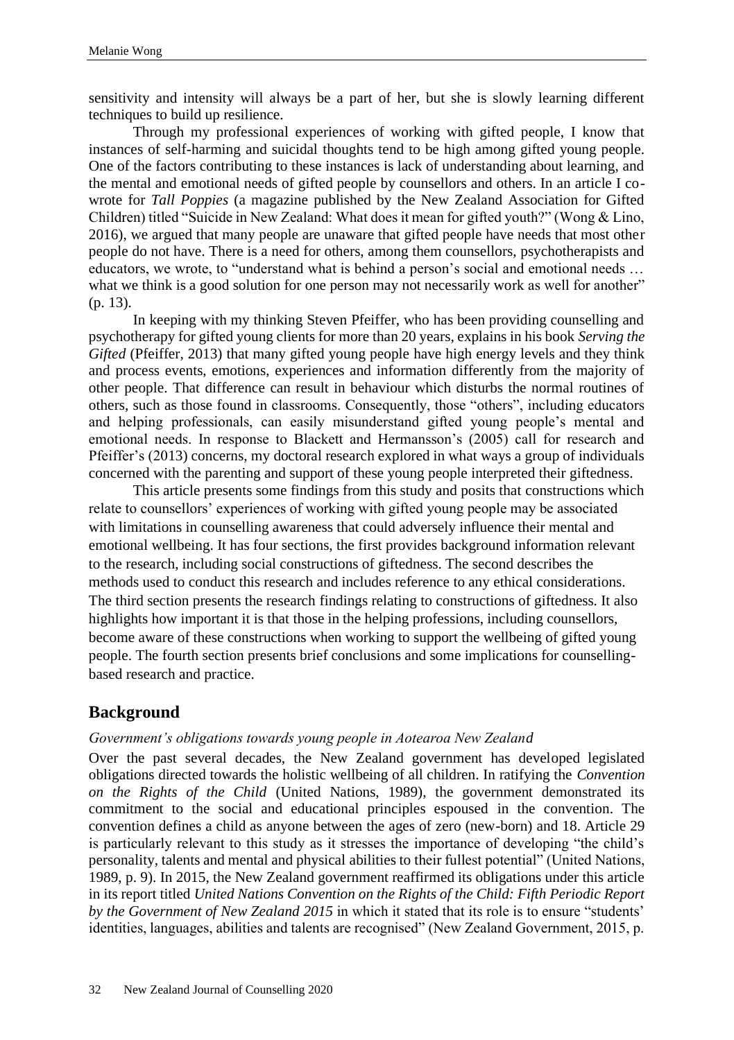sensitivity and intensity will always be a part of her, but she is slowly learning different techniques to build up resilience.

Through my professional experiences of working with gifted people, I know that instances of self-harming and suicidal thoughts tend to be high among gifted young people. One of the factors contributing to these instances is lack of understanding about learning, and the mental and emotional needs of gifted people by counsellors and others. In an article I co-wrote for *Tall Poppies* (a magazine published by the New Zealand Association for Gifted Children) titled "Suicide in New Zealand: What does it mean for gifted youth?" (Wong & Lino, 2016), we argued that many people are unaware that gifted people have needs that most other people do not have. There is a need for others, among them counsellors, psychotherapists and educators, we wrote, to "understand what is behind a person's social and emotional needs … what we think is a good solution for one person may not necessarily work as well for another" (p. 13).

In keeping with my thinking Steven Pfeiffer, who has been providing counselling and psychotherapy for gifted young clients for more than 20 years, explains in his book *Serving the Gifted* (Pfeiffer, 2013) that many gifted young people have high energy levels and they think and process events, emotions, experiences and information differently from the majority of other people. That difference can result in behaviour which disturbs the normal routines of others, such as those found in classrooms. Consequently, those "others", including educators and helping professionals, can easily misunderstand gifted young people's mental and emotional needs. In response to Blackett and Hermansson's (2005) call for research and Pfeiffer's (2013) concerns, my doctoral research explored in what ways a group of individuals concerned with the parenting and support of these young people interpreted their giftedness.

This article presents some findings from this study and posits that constructions which relate to counsellors' experiences of working with gifted young people may be associated with limitations in counselling awareness that could adversely influence their mental and emotional wellbeing. It has four sections, the first provides background information relevant to the research, including social constructions of giftedness. The second describes the methods used to conduct this research and includes reference to any ethical considerations. The third section presents the research findings relating to constructions of giftedness. It also highlights how important it is that those in the helping professions, including counsellors, become aware of these constructions when working to support the wellbeing of gifted young people. The fourth section presents brief conclusions and some implications for counselling-based research and practice.

## Background

### *Government's obligations towards young people in Aotearoa New Zealand*

Over the past several decades, the New Zealand government has developed legislated obligations directed towards the holistic wellbeing of all children. In ratifying the *Convention on the Rights of the Child* (United Nations, 1989), the government demonstrated its commitment to the social and educational principles espoused in the convention. The convention defines a child as anyone between the ages of zero (new-born) and 18. Article 29 is particularly relevant to this study as it stresses the importance of developing "the child's personality, talents and mental and physical abilities to their fullest potential" (United Nations, 1989, p. 9). In 2015, the New Zealand government reaffirmed its obligations under this article in its report titled *United Nations Convention on the Rights of the Child: Fifth Periodic Report by the Government of New Zealand 2015* in which it stated that its role is to ensure "students' identities, languages, abilities and talents are recognised" (New Zealand Government, 2015, p.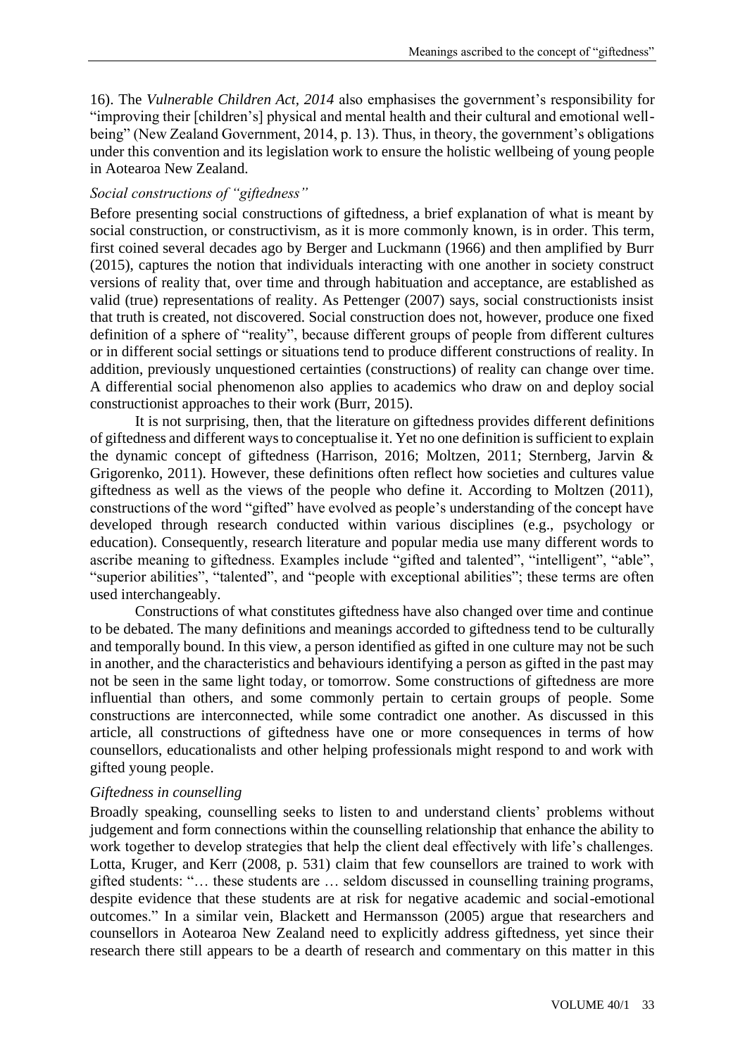16). The *Vulnerable Children Act, 2014* also emphasises the government's responsibility for "improving their [children's] physical and mental health and their cultural and emotional well-being" (New Zealand Government, 2014, p. 13). Thus, in theory, the government's obligations under this convention and its legislation work to ensure the holistic wellbeing of young people in Aotearoa New Zealand.

### *Social constructions of "giftedness"*

Before presenting social constructions of giftedness, a brief explanation of what is meant by social construction, or constructivism, as it is more commonly known, is in order. This term, first coined several decades ago by Berger and Luckmann (1966) and then amplified by Burr (2015), captures the notion that individuals interacting with one another in society construct versions of reality that, over time and through habituation and acceptance, are established as valid (true) representations of reality. As Pettenger (2007) says, social constructionists insist that truth is created, not discovered. Social construction does not, however, produce one fixed definition of a sphere of "reality", because different groups of people from different cultures or in different social settings or situations tend to produce different constructions of reality. In addition, previously unquestioned certainties (constructions) of reality can change over time. A differential social phenomenon also applies to academics who draw on and deploy social constructionist approaches to their work (Burr, 2015).

It is not surprising, then, that the literature on giftedness provides different definitions of giftedness and different ways to conceptualise it. Yet no one definition is sufficient to explain the dynamic concept of giftedness (Harrison, 2016; Moltzen, 2011; Sternberg, Jarvin & Grigorenko, 2011). However, these definitions often reflect how societies and cultures value giftedness as well as the views of the people who define it. According to Moltzen (2011), constructions of the word "gifted" have evolved as people's understanding of the concept have developed through research conducted within various disciplines (e.g., psychology or education). Consequently, research literature and popular media use many different words to ascribe meaning to giftedness. Examples include "gifted and talented", "intelligent", "able", "superior abilities", "talented", and "people with exceptional abilities"; these terms are often used interchangeably.

Constructions of what constitutes giftedness have also changed over time and continue to be debated. The many definitions and meanings accorded to giftedness tend to be culturally and temporally bound. In this view, a person identified as gifted in one culture may not be such in another, and the characteristics and behaviours identifying a person as gifted in the past may not be seen in the same light today, or tomorrow. Some constructions of giftedness are more influential than others, and some commonly pertain to certain groups of people. Some constructions are interconnected, while some contradict one another. As discussed in this article, all constructions of giftedness have one or more consequences in terms of how counsellors, educationalists and other helping professionals might respond to and work with gifted young people.

### *Giftedness in counselling*

Broadly speaking, counselling seeks to listen to and understand clients' problems without judgement and form connections within the counselling relationship that enhance the ability to work together to develop strategies that help the client deal effectively with life's challenges. Lotta, Kruger, and Kerr (2008, p. 531) claim that few counsellors are trained to work with gifted students: "… these students are … seldom discussed in counselling training programs, despite evidence that these students are at risk for negative academic and social-emotional outcomes." In a similar vein, Blackett and Hermansson (2005) argue that researchers and counsellors in Aotearoa New Zealand need to explicitly address giftedness, yet since their research there still appears to be a dearth of research and commentary on this matter in this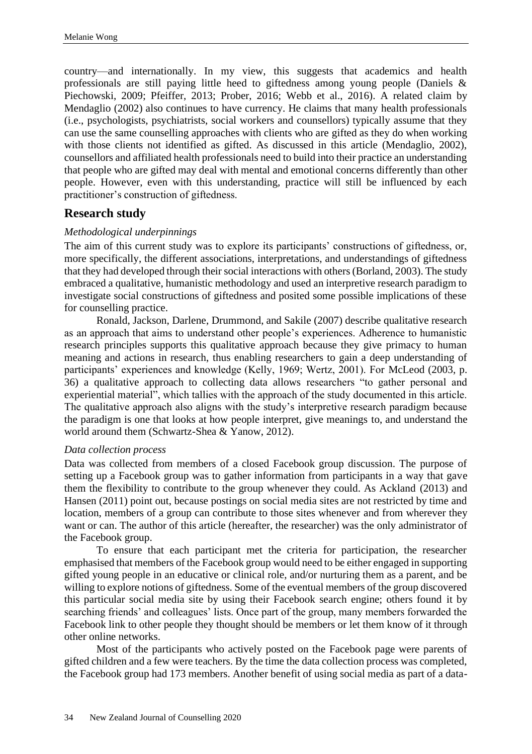country—and internationally. In my view, this suggests that academics and health professionals are still paying little heed to giftedness among young people (Daniels & Piechowski, 2009; Pfeiffer, 2013; Prober, 2016; Webb et al., 2016). A related claim by Mendaglio (2002) also continues to have currency. He claims that many health professionals (i.e., psychologists, psychiatrists, social workers and counsellors) typically assume that they can use the same counselling approaches with clients who are gifted as they do when working with those clients not identified as gifted. As discussed in this article (Mendaglio, 2002), counsellors and affiliated health professionals need to build into their practice an understanding that people who are gifted may deal with mental and emotional concerns differently than other people. However, even with this understanding, practice will still be influenced by each practitioner's construction of giftedness.

## Research study

### *Methodological underpinnings*

The aim of this current study was to explore its participants' constructions of giftedness, or, more specifically, the different associations, interpretations, and understandings of giftedness that they had developed through their social interactions with others (Borland, 2003). The study embraced a qualitative, humanistic methodology and used an interpretive research paradigm to investigate social constructions of giftedness and posited some possible implications of these for counselling practice.

Ronald, Jackson, Darlene, Drummond, and Sakile (2007) describe qualitative research as an approach that aims to understand other people's experiences. Adherence to humanistic research principles supports this qualitative approach because they give primacy to human meaning and actions in research, thus enabling researchers to gain a deep understanding of participants' experiences and knowledge (Kelly, 1969; Wertz, 2001). For McLeod (2003, p. 36) a qualitative approach to collecting data allows researchers "to gather personal and experiential material", which tallies with the approach of the study documented in this article. The qualitative approach also aligns with the study's interpretive research paradigm because the paradigm is one that looks at how people interpret, give meanings to, and understand the world around them (Schwartz-Shea & Yanow, 2012).

### *Data collection process*

Data was collected from members of a closed Facebook group discussion. The purpose of setting up a Facebook group was to gather information from participants in a way that gave them the flexibility to contribute to the group whenever they could. As Ackland (2013) and Hansen (2011) point out, because postings on social media sites are not restricted by time and location, members of a group can contribute to those sites whenever and from wherever they want or can. The author of this article (hereafter, the researcher) was the only administrator of the Facebook group.

To ensure that each participant met the criteria for participation, the researcher emphasised that members of the Facebook group would need to be either engaged in supporting gifted young people in an educative or clinical role, and/or nurturing them as a parent, and be willing to explore notions of giftedness. Some of the eventual members of the group discovered this particular social media site by using their Facebook search engine; others found it by searching friends' and colleagues' lists. Once part of the group, many members forwarded the Facebook link to other people they thought should be members or let them know of it through other online networks.

Most of the participants who actively posted on the Facebook page were parents of gifted children and a few were teachers. By the time the data collection process was completed, the Facebook group had 173 members. Another benefit of using social media as part of a data-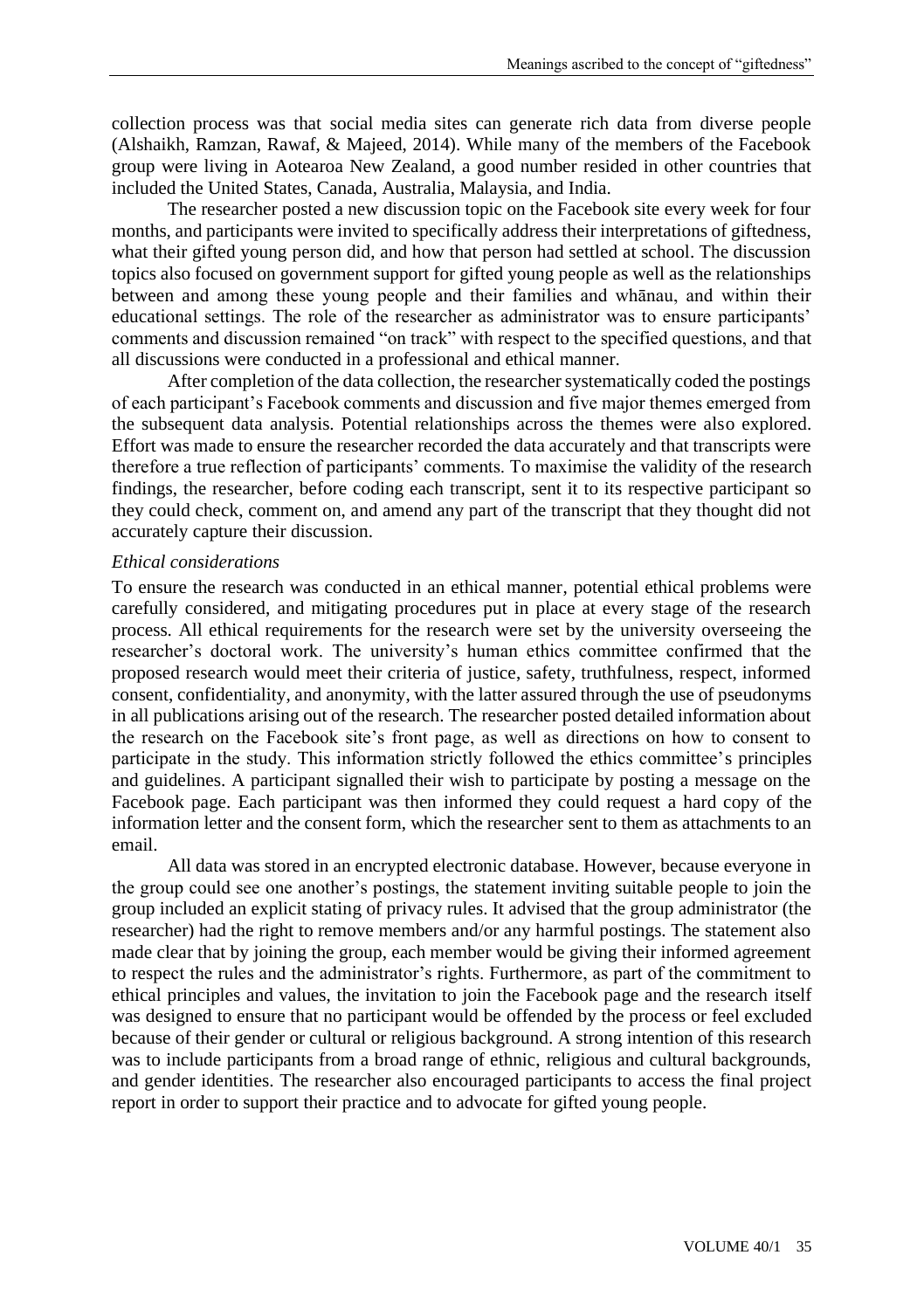collection process was that social media sites can generate rich data from diverse people (Alshaikh, Ramzan, Rawaf, & Majeed, 2014). While many of the members of the Facebook group were living in Aotearoa New Zealand, a good number resided in other countries that included the United States, Canada, Australia, Malaysia, and India.

The researcher posted a new discussion topic on the Facebook site every week for four months, and participants were invited to specifically address their interpretations of giftedness, what their gifted young person did, and how that person had settled at school. The discussion topics also focused on government support for gifted young people as well as the relationships between and among these young people and their families and whānau, and within their educational settings. The role of the researcher as administrator was to ensure participants' comments and discussion remained "on track" with respect to the specified questions, and that all discussions were conducted in a professional and ethical manner.

After completion of the data collection, the researcher systematically coded the postings of each participant's Facebook comments and discussion and five major themes emerged from the subsequent data analysis. Potential relationships across the themes were also explored. Effort was made to ensure the researcher recorded the data accurately and that transcripts were therefore a true reflection of participants' comments. To maximise the validity of the research findings, the researcher, before coding each transcript, sent it to its respective participant so they could check, comment on, and amend any part of the transcript that they thought did not accurately capture their discussion.

### *Ethical considerations*

To ensure the research was conducted in an ethical manner, potential ethical problems were carefully considered, and mitigating procedures put in place at every stage of the research process. All ethical requirements for the research were set by the university overseeing the researcher's doctoral work. The university's human ethics committee confirmed that the proposed research would meet their criteria of justice, safety, truthfulness, respect, informed consent, confidentiality, and anonymity, with the latter assured through the use of pseudonyms in all publications arising out of the research. The researcher posted detailed information about the research on the Facebook site's front page, as well as directions on how to consent to participate in the study. This information strictly followed the ethics committee's principles and guidelines. A participant signalled their wish to participate by posting a message on the Facebook page. Each participant was then informed they could request a hard copy of the information letter and the consent form, which the researcher sent to them as attachments to an email.

All data was stored in an encrypted electronic database. However, because everyone in the group could see one another's postings, the statement inviting suitable people to join the group included an explicit stating of privacy rules. It advised that the group administrator (the researcher) had the right to remove members and/or any harmful postings. The statement also made clear that by joining the group, each member would be giving their informed agreement to respect the rules and the administrator's rights. Furthermore, as part of the commitment to ethical principles and values, the invitation to join the Facebook page and the research itself was designed to ensure that no participant would be offended by the process or feel excluded because of their gender or cultural or religious background. A strong intention of this research was to include participants from a broad range of ethnic, religious and cultural backgrounds, and gender identities. The researcher also encouraged participants to access the final project report in order to support their practice and to advocate for gifted young people.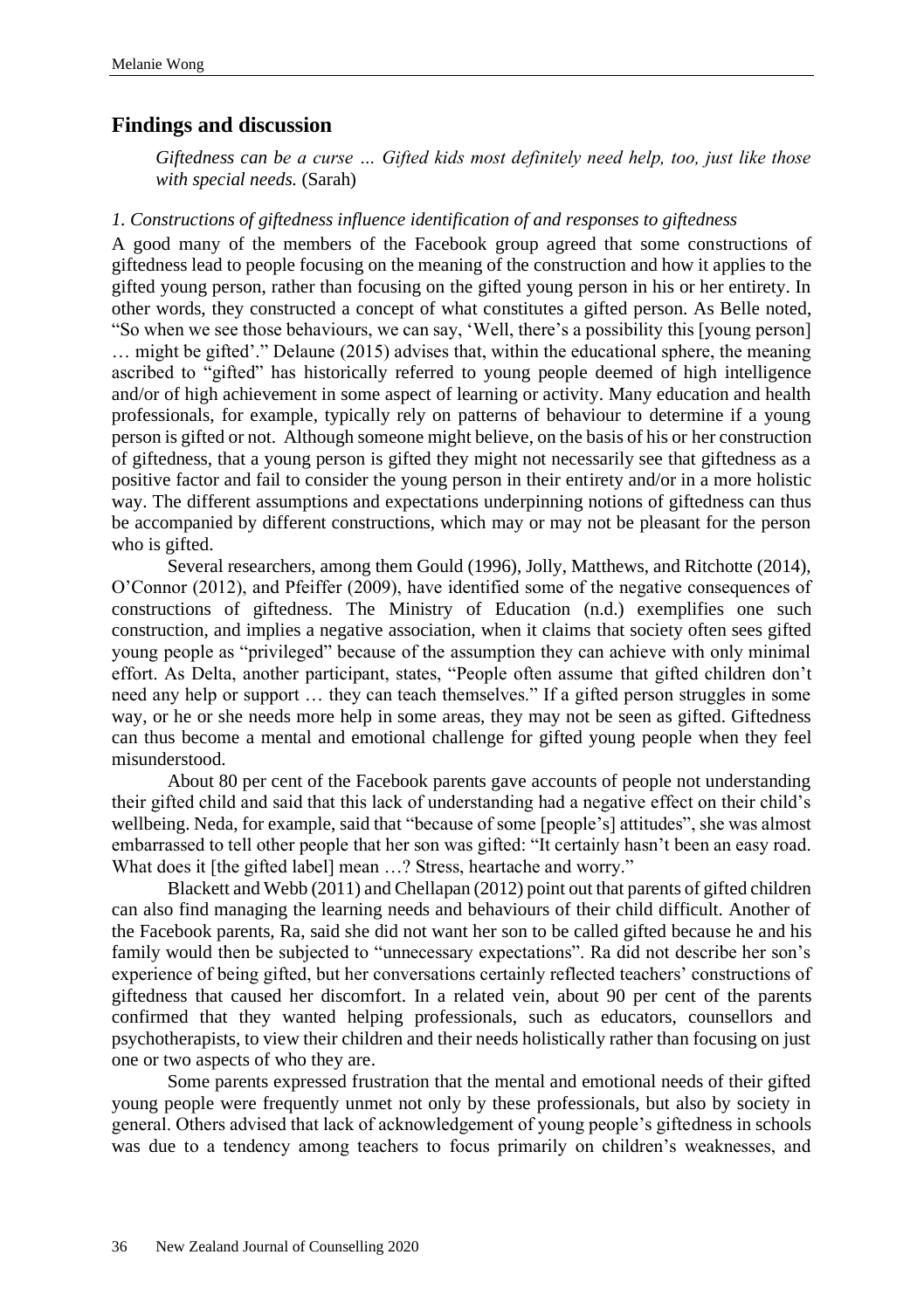## Findings and discussion

> *Giftedness can be a curse … Gifted kids most definitely need help, too, just like those with special needs.* (Sarah)

### *1. Constructions of giftedness influence identification of and responses to giftedness*

A good many of the members of the Facebook group agreed that some constructions of giftedness lead to people focusing on the meaning of the construction and how it applies to the gifted young person, rather than focusing on the gifted young person in his or her entirety. In other words, they constructed a concept of what constitutes a gifted person. As Belle noted, "So when we see those behaviours, we can say, 'Well, there's a possibility this [young person] … might be gifted'." Delaune (2015) advises that, within the educational sphere, the meaning ascribed to "gifted" has historically referred to young people deemed of high intelligence and/or of high achievement in some aspect of learning or activity. Many education and health professionals, for example, typically rely on patterns of behaviour to determine if a young person is gifted or not. Although someone might believe, on the basis of his or her construction of giftedness, that a young person is gifted they might not necessarily see that giftedness as a positive factor and fail to consider the young person in their entirety and/or in a more holistic way. The different assumptions and expectations underpinning notions of giftedness can thus be accompanied by different constructions, which may or may not be pleasant for the person who is gifted.

Several researchers, among them Gould (1996), Jolly, Matthews, and Ritchotte (2014), O'Connor (2012), and Pfeiffer (2009), have identified some of the negative consequences of constructions of giftedness. The Ministry of Education (n.d.) exemplifies one such construction, and implies a negative association, when it claims that society often sees gifted young people as "privileged" because of the assumption they can achieve with only minimal effort. As Delta, another participant, states, "People often assume that gifted children don't need any help or support … they can teach themselves." If a gifted person struggles in some way, or he or she needs more help in some areas, they may not be seen as gifted. Giftedness can thus become a mental and emotional challenge for gifted young people when they feel misunderstood.

About 80 per cent of the Facebook parents gave accounts of people not understanding their gifted child and said that this lack of understanding had a negative effect on their child's wellbeing. Neda, for example, said that "because of some [people's] attitudes", she was almost embarrassed to tell other people that her son was gifted: "It certainly hasn't been an easy road. What does it [the gifted label] mean …? Stress, heartache and worry."

Blackett and Webb (2011) and Chellapan (2012) point out that parents of gifted children can also find managing the learning needs and behaviours of their child difficult. Another of the Facebook parents, Ra, said she did not want her son to be called gifted because he and his family would then be subjected to "unnecessary expectations". Ra did not describe her son's experience of being gifted, but her conversations certainly reflected teachers' constructions of giftedness that caused her discomfort. In a related vein, about 90 per cent of the parents confirmed that they wanted helping professionals, such as educators, counsellors and psychotherapists, to view their children and their needs holistically rather than focusing on just one or two aspects of who they are.

Some parents expressed frustration that the mental and emotional needs of their gifted young people were frequently unmet not only by these professionals, but also by society in general. Others advised that lack of acknowledgement of young people's giftedness in schools was due to a tendency among teachers to focus primarily on children's weaknesses, and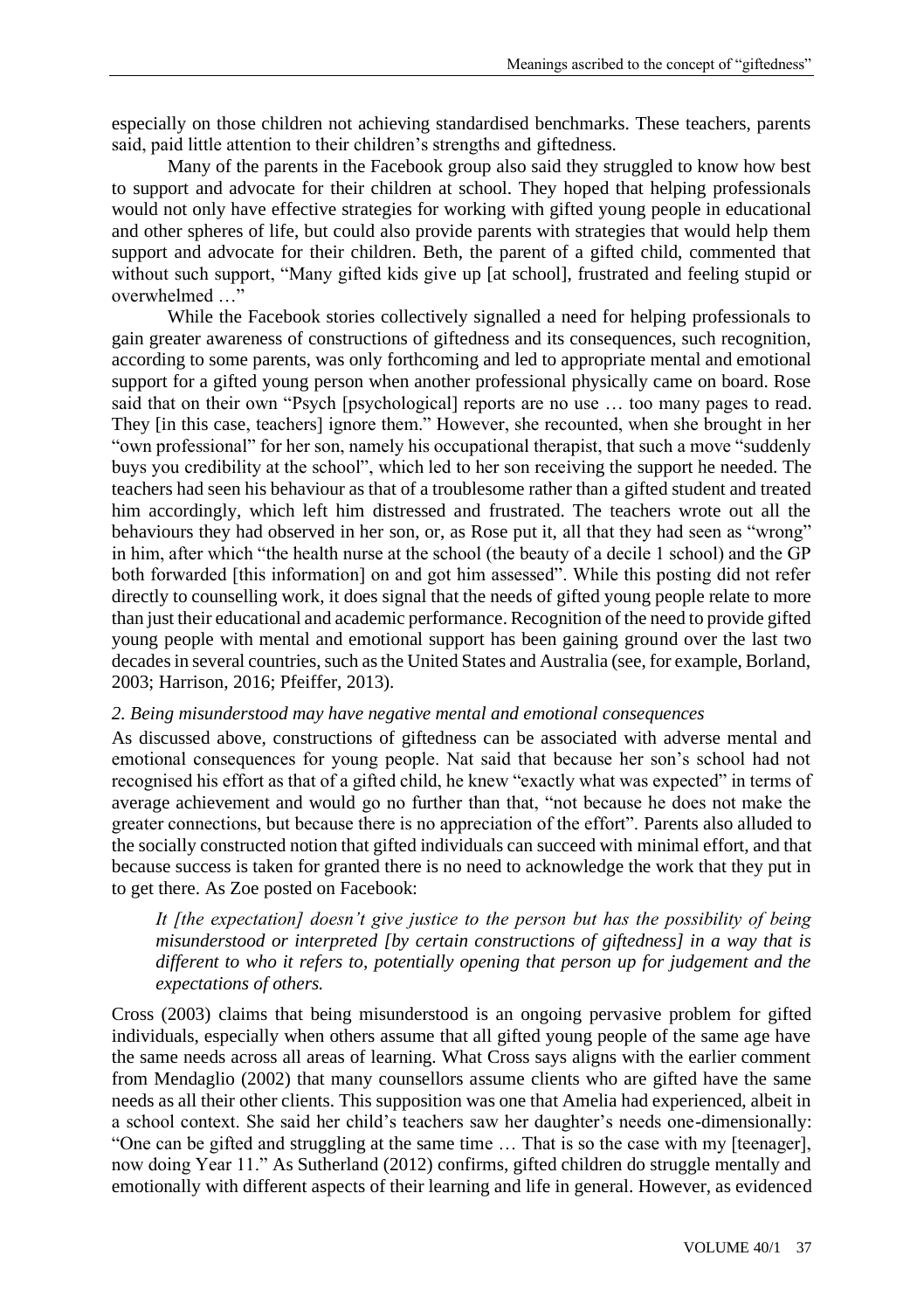especially on those children not achieving standardised benchmarks. These teachers, parents said, paid little attention to their children's strengths and giftedness.

Many of the parents in the Facebook group also said they struggled to know how best to support and advocate for their children at school. They hoped that helping professionals would not only have effective strategies for working with gifted young people in educational and other spheres of life, but could also provide parents with strategies that would help them support and advocate for their children. Beth, the parent of a gifted child, commented that without such support, "Many gifted kids give up [at school], frustrated and feeling stupid or overwhelmed …"

While the Facebook stories collectively signalled a need for helping professionals to gain greater awareness of constructions of giftedness and its consequences, such recognition, according to some parents, was only forthcoming and led to appropriate mental and emotional support for a gifted young person when another professional physically came on board. Rose said that on their own "Psych [psychological] reports are no use … too many pages to read. They [in this case, teachers] ignore them." However, she recounted, when she brought in her "own professional" for her son, namely his occupational therapist, that such a move "suddenly buys you credibility at the school", which led to her son receiving the support he needed. The teachers had seen his behaviour as that of a troublesome rather than a gifted student and treated him accordingly, which left him distressed and frustrated. The teachers wrote out all the behaviours they had observed in her son, or, as Rose put it, all that they had seen as "wrong" in him, after which "the health nurse at the school (the beauty of a decile 1 school) and the GP both forwarded [this information] on and got him assessed". While this posting did not refer directly to counselling work, it does signal that the needs of gifted young people relate to more than just their educational and academic performance. Recognition of the need to provide gifted young people with mental and emotional support has been gaining ground over the last two decades in several countries, such as the United States and Australia (see, for example, Borland, 2003; Harrison, 2016; Pfeiffer, 2013).

*2. Being misunderstood may have negative mental and emotional consequences*

As discussed above, constructions of giftedness can be associated with adverse mental and emotional consequences for young people. Nat said that because her son's school had not recognised his effort as that of a gifted child, he knew "exactly what was expected" in terms of average achievement and would go no further than that, "not because he does not make the greater connections, but because there is no appreciation of the effort". Parents also alluded to the socially constructed notion that gifted individuals can succeed with minimal effort, and that because success is taken for granted there is no need to acknowledge the work that they put in to get there. As Zoe posted on Facebook:

> *It [the expectation] doesn't give justice to the person but has the possibility of being misunderstood or interpreted [by certain constructions of giftedness] in a way that is different to who it refers to, potentially opening that person up for judgement and the expectations of others.*

Cross (2003) claims that being misunderstood is an ongoing pervasive problem for gifted individuals, especially when others assume that all gifted young people of the same age have the same needs across all areas of learning. What Cross says aligns with the earlier comment from Mendaglio (2002) that many counsellors assume clients who are gifted have the same needs as all their other clients. This supposition was one that Amelia had experienced, albeit in a school context. She said her child's teachers saw her daughter's needs one-dimensionally: "One can be gifted and struggling at the same time … That is so the case with my [teenager], now doing Year 11." As Sutherland (2012) confirms, gifted children do struggle mentally and emotionally with different aspects of their learning and life in general. However, as evidenced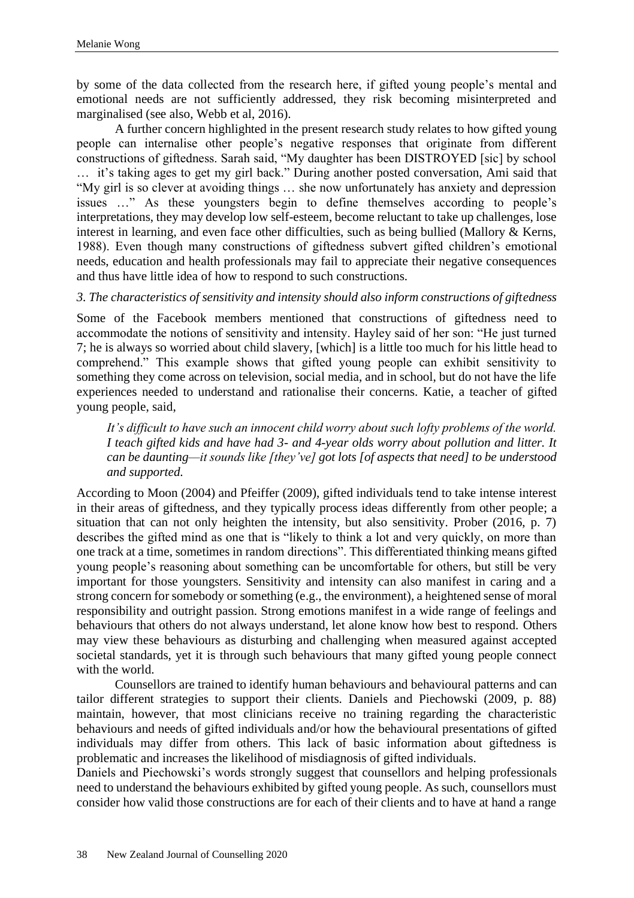by some of the data collected from the research here, if gifted young people's mental and emotional needs are not sufficiently addressed, they risk becoming misinterpreted and marginalised (see also, Webb et al, 2016).

A further concern highlighted in the present research study relates to how gifted young people can internalise other people's negative responses that originate from different constructions of giftedness. Sarah said, "My daughter has been DISTROYED [sic] by school … it's taking ages to get my girl back." During another posted conversation, Ami said that "My girl is so clever at avoiding things … she now unfortunately has anxiety and depression issues …" As these youngsters begin to define themselves according to people's interpretations, they may develop low self-esteem, become reluctant to take up challenges, lose interest in learning, and even face other difficulties, such as being bullied (Mallory & Kerns, 1988). Even though many constructions of giftedness subvert gifted children's emotional needs, education and health professionals may fail to appreciate their negative consequences and thus have little idea of how to respond to such constructions.

*3. The characteristics of sensitivity and intensity should also inform constructions of giftedness*

Some of the Facebook members mentioned that constructions of giftedness need to accommodate the notions of sensitivity and intensity. Hayley said of her son: "He just turned 7; he is always so worried about child slavery, [which] is a little too much for his little head to comprehend." This example shows that gifted young people can exhibit sensitivity to something they come across on television, social media, and in school, but do not have the life experiences needed to understand and rationalise their concerns. Katie, a teacher of gifted young people, said,

> *It's difficult to have such an innocent child worry about such lofty problems of the world. I teach gifted kids and have had 3- and 4-year olds worry about pollution and litter. It can be daunting—it sounds like [they've] got lots [of aspects that need] to be understood and supported.*

According to Moon (2004) and Pfeiffer (2009), gifted individuals tend to take intense interest in their areas of giftedness, and they typically process ideas differently from other people; a situation that can not only heighten the intensity, but also sensitivity. Prober (2016, p. 7) describes the gifted mind as one that is "likely to think a lot and very quickly, on more than one track at a time, sometimes in random directions". This differentiated thinking means gifted young people's reasoning about something can be uncomfortable for others, but still be very important for those youngsters. Sensitivity and intensity can also manifest in caring and a strong concern for somebody or something (e.g., the environment), a heightened sense of moral responsibility and outright passion. Strong emotions manifest in a wide range of feelings and behaviours that others do not always understand, let alone know how best to respond. Others may view these behaviours as disturbing and challenging when measured against accepted societal standards, yet it is through such behaviours that many gifted young people connect with the world.

Counsellors are trained to identify human behaviours and behavioural patterns and can tailor different strategies to support their clients. Daniels and Piechowski (2009, p. 88) maintain, however, that most clinicians receive no training regarding the characteristic behaviours and needs of gifted individuals and/or how the behavioural presentations of gifted individuals may differ from others. This lack of basic information about giftedness is problematic and increases the likelihood of misdiagnosis of gifted individuals.

Daniels and Piechowski's words strongly suggest that counsellors and helping professionals need to understand the behaviours exhibited by gifted young people. As such, counsellors must consider how valid those constructions are for each of their clients and to have at hand a range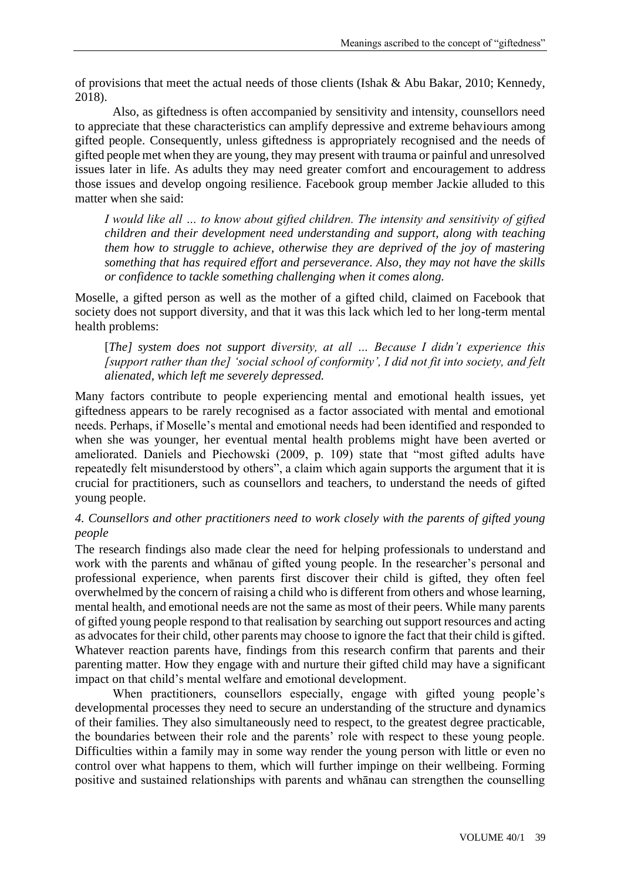of provisions that meet the actual needs of those clients (Ishak & Abu Bakar, 2010; Kennedy, 2018).

Also, as giftedness is often accompanied by sensitivity and intensity, counsellors need to appreciate that these characteristics can amplify depressive and extreme behaviours among gifted people. Consequently, unless giftedness is appropriately recognised and the needs of gifted people met when they are young, they may present with trauma or painful and unresolved issues later in life. As adults they may need greater comfort and encouragement to address those issues and develop ongoing resilience. Facebook group member Jackie alluded to this matter when she said:

> *I would like all … to know about gifted children. The intensity and sensitivity of gifted children and their development need understanding and support, along with teaching them how to struggle to achieve, otherwise they are deprived of the joy of mastering something that has required effort and perseverance. Also, they may not have the skills or confidence to tackle something challenging when it comes along.*

Moselle, a gifted person as well as the mother of a gifted child, claimed on Facebook that society does not support diversity, and that it was this lack which led to her long-term mental health problems:

> [*The*] *system does not support diversity, at all … Because I didn't experience this [support rather than the] 'social school of conformity', I did not fit into society, and felt alienated, which left me severely depressed.*

Many factors contribute to people experiencing mental and emotional health issues, yet giftedness appears to be rarely recognised as a factor associated with mental and emotional needs. Perhaps, if Moselle's mental and emotional needs had been identified and responded to when she was younger, her eventual mental health problems might have been averted or ameliorated. Daniels and Piechowski (2009, p. 109) state that "most gifted adults have repeatedly felt misunderstood by others", a claim which again supports the argument that it is crucial for practitioners, such as counsellors and teachers, to understand the needs of gifted young people.

*4. Counsellors and other practitioners need to work closely with the parents of gifted young people*

The research findings also made clear the need for helping professionals to understand and work with the parents and whānau of gifted young people. In the researcher's personal and professional experience, when parents first discover their child is gifted, they often feel overwhelmed by the concern of raising a child who is different from others and whose learning, mental health, and emotional needs are not the same as most of their peers. While many parents of gifted young people respond to that realisation by searching out support resources and acting as advocates for their child, other parents may choose to ignore the fact that their child is gifted. Whatever reaction parents have, findings from this research confirm that parents and their parenting matter. How they engage with and nurture their gifted child may have a significant impact on that child's mental welfare and emotional development.

When practitioners, counsellors especially, engage with gifted young people's developmental processes they need to secure an understanding of the structure and dynamics of their families. They also simultaneously need to respect, to the greatest degree practicable, the boundaries between their role and the parents' role with respect to these young people. Difficulties within a family may in some way render the young person with little or even no control over what happens to them, which will further impinge on their wellbeing. Forming positive and sustained relationships with parents and whānau can strengthen the counselling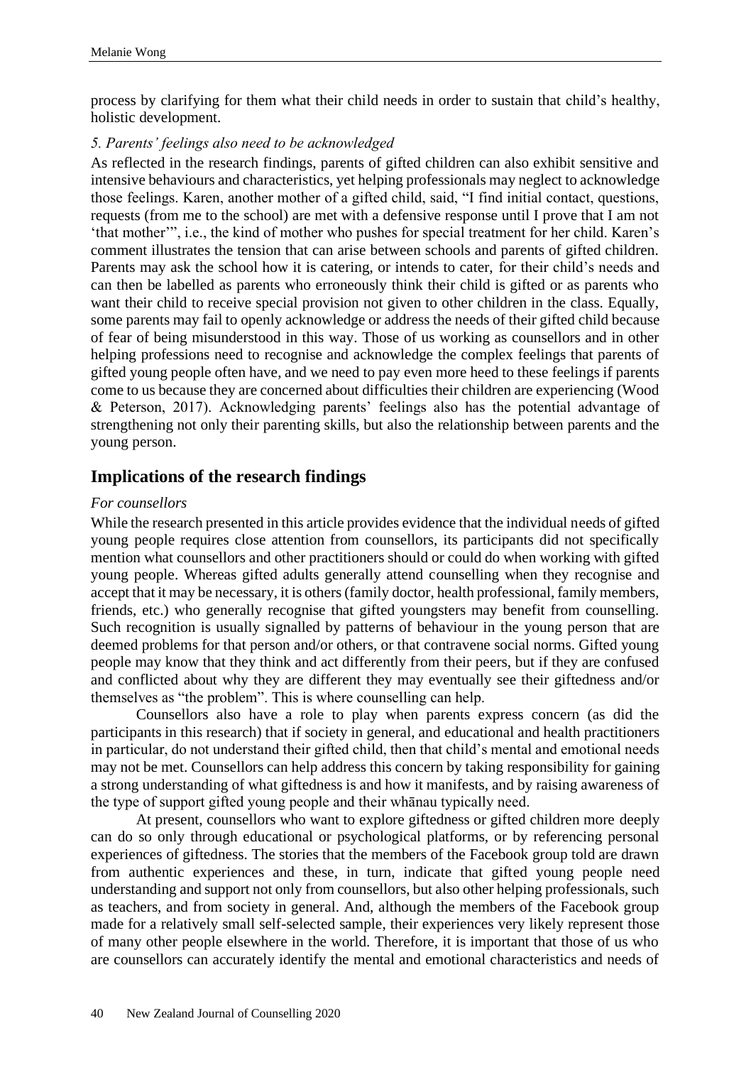process by clarifying for them what their child needs in order to sustain that child's healthy, holistic development.

*5. Parents' feelings also need to be acknowledged*

As reflected in the research findings, parents of gifted children can also exhibit sensitive and intensive behaviours and characteristics, yet helping professionals may neglect to acknowledge those feelings. Karen, another mother of a gifted child, said, "I find initial contact, questions, requests (from me to the school) are met with a defensive response until I prove that I am not 'that mother'", i.e., the kind of mother who pushes for special treatment for her child. Karen's comment illustrates the tension that can arise between schools and parents of gifted children. Parents may ask the school how it is catering, or intends to cater, for their child's needs and can then be labelled as parents who erroneously think their child is gifted or as parents who want their child to receive special provision not given to other children in the class. Equally, some parents may fail to openly acknowledge or address the needs of their gifted child because of fear of being misunderstood in this way. Those of us working as counsellors and in other helping professions need to recognise and acknowledge the complex feelings that parents of gifted young people often have, and we need to pay even more heed to these feelings if parents come to us because they are concerned about difficulties their children are experiencing (Wood & Peterson, 2017). Acknowledging parents' feelings also has the potential advantage of strengthening not only their parenting skills, but also the relationship between parents and the young person.

## Implications of the research findings

*For counsellors*

While the research presented in this article provides evidence that the individual needs of gifted young people requires close attention from counsellors, its participants did not specifically mention what counsellors and other practitioners should or could do when working with gifted young people. Whereas gifted adults generally attend counselling when they recognise and accept that it may be necessary, it is others (family doctor, health professional, family members, friends, etc.) who generally recognise that gifted youngsters may benefit from counselling. Such recognition is usually signalled by patterns of behaviour in the young person that are deemed problems for that person and/or others, or that contravene social norms. Gifted young people may know that they think and act differently from their peers, but if they are confused and conflicted about why they are different they may eventually see their giftedness and/or themselves as "the problem". This is where counselling can help.

Counsellors also have a role to play when parents express concern (as did the participants in this research) that if society in general, and educational and health practitioners in particular, do not understand their gifted child, then that child's mental and emotional needs may not be met. Counsellors can help address this concern by taking responsibility for gaining a strong understanding of what giftedness is and how it manifests, and by raising awareness of the type of support gifted young people and their whānau typically need.

At present, counsellors who want to explore giftedness or gifted children more deeply can do so only through educational or psychological platforms, or by referencing personal experiences of giftedness. The stories that the members of the Facebook group told are drawn from authentic experiences and these, in turn, indicate that gifted young people need understanding and support not only from counsellors, but also other helping professionals, such as teachers, and from society in general. And, although the members of the Facebook group made for a relatively small self-selected sample, their experiences very likely represent those of many other people elsewhere in the world. Therefore, it is important that those of us who are counsellors can accurately identify the mental and emotional characteristics and needs of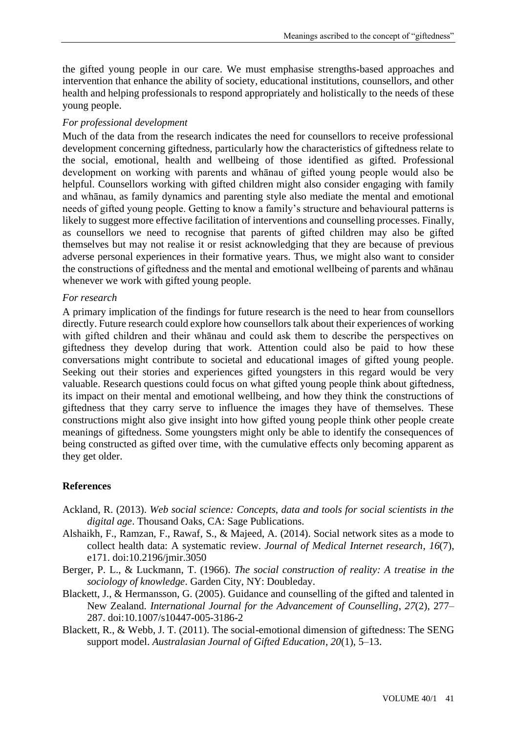the gifted young people in our care. We must emphasise strengths-based approaches and intervention that enhance the ability of society, educational institutions, counsellors, and other health and helping professionals to respond appropriately and holistically to the needs of these young people.

### *For professional development*

Much of the data from the research indicates the need for counsellors to receive professional development concerning giftedness, particularly how the characteristics of giftedness relate to the social, emotional, health and wellbeing of those identified as gifted. Professional development on working with parents and whānau of gifted young people would also be helpful. Counsellors working with gifted children might also consider engaging with family and whānau, as family dynamics and parenting style also mediate the mental and emotional needs of gifted young people. Getting to know a family's structure and behavioural patterns is likely to suggest more effective facilitation of interventions and counselling processes. Finally, as counsellors we need to recognise that parents of gifted children may also be gifted themselves but may not realise it or resist acknowledging that they are because of previous adverse personal experiences in their formative years. Thus, we might also want to consider the constructions of giftedness and the mental and emotional wellbeing of parents and whānau whenever we work with gifted young people.

### *For research*

A primary implication of the findings for future research is the need to hear from counsellors directly. Future research could explore how counsellors talk about their experiences of working with gifted children and their whānau and could ask them to describe the perspectives on giftedness they develop during that work. Attention could also be paid to how these conversations might contribute to societal and educational images of gifted young people. Seeking out their stories and experiences gifted youngsters in this regard would be very valuable. Research questions could focus on what gifted young people think about giftedness, its impact on their mental and emotional wellbeing, and how they think the constructions of giftedness that they carry serve to influence the images they have of themselves. These constructions might also give insight into how gifted young people think other people create meanings of giftedness. Some youngsters might only be able to identify the consequences of being constructed as gifted over time, with the cumulative effects only becoming apparent as they get older.

## References

Ackland, R. (2013). *Web social science: Concepts, data and tools for social scientists in the digital age*. Thousand Oaks, CA: Sage Publications.

Alshaikh, F., Ramzan, F., Rawaf, S., & Majeed, A. (2014). Social network sites as a mode to collect health data: A systematic review. *Journal of Medical Internet research*, *16*(7), e171. doi:10.2196/jmir.3050

Berger, P. L., & Luckmann, T. (1966). *The social construction of reality: A treatise in the sociology of knowledge*. Garden City, NY: Doubleday.

Blackett, J., & Hermansson, G. (2005). Guidance and counselling of the gifted and talented in New Zealand. *International Journal for the Advancement of Counselling*, *27*(2), 277–287. doi:10.1007/s10447-005-3186-2

Blackett, R., & Webb, J. T. (2011). The social-emotional dimension of giftedness: The SENG support model. *Australasian Journal of Gifted Education*, *20*(1), 5–13.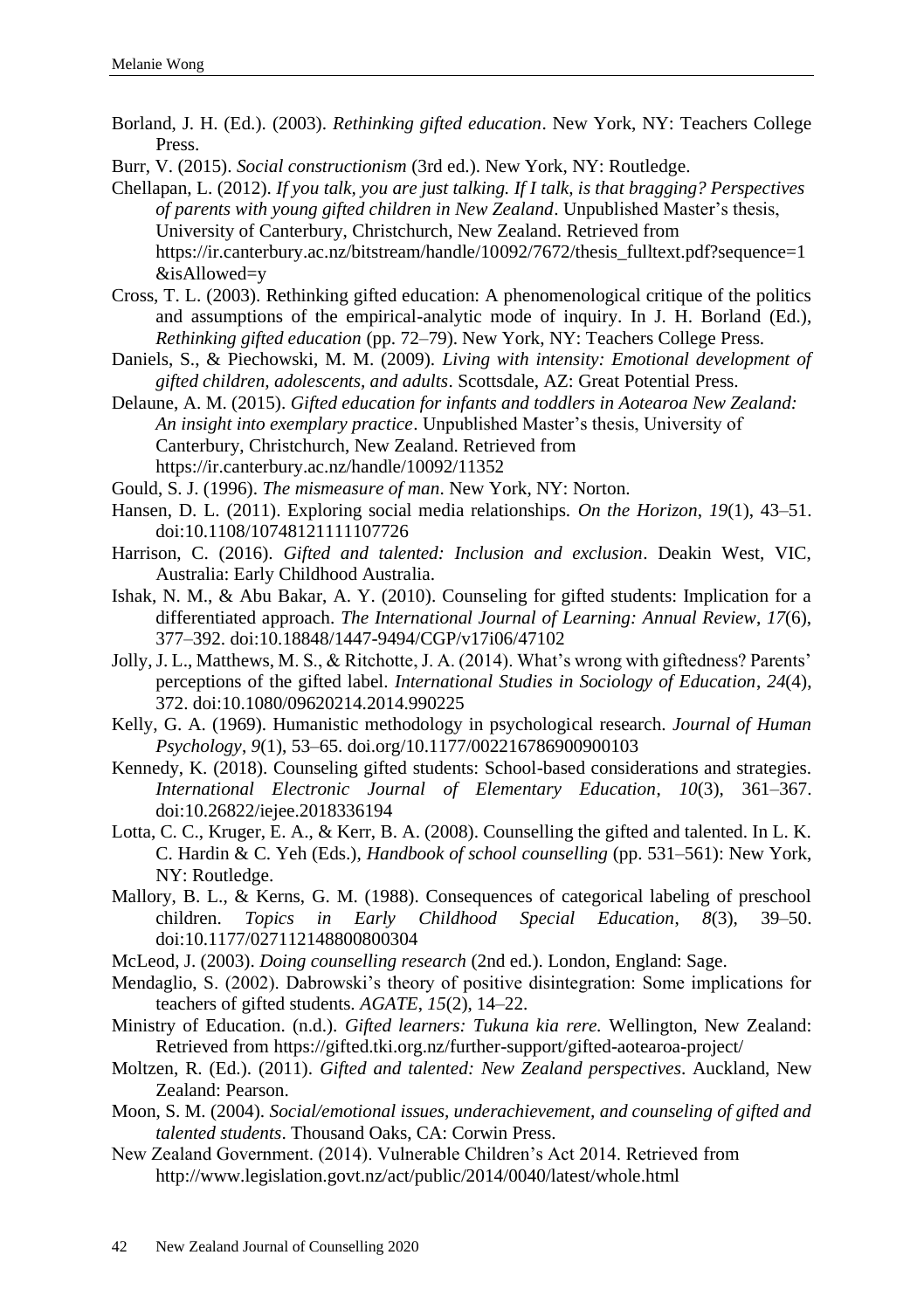Borland, J. H. (Ed.). (2003). *Rethinking gifted education*. New York, NY: Teachers College Press.

Burr, V. (2015). *Social constructionism* (3rd ed.). New York, NY: Routledge.

Chellapan, L. (2012). *If you talk, you are just talking. If I talk, is that bragging? Perspectives of parents with young gifted children in New Zealand*. Unpublished Master's thesis, University of Canterbury, Christchurch, New Zealand. Retrieved from https://ir.canterbury.ac.nz/bitstream/handle/10092/7672/thesis_fulltext.pdf?sequence=1&isAllowed=y

Cross, T. L. (2003). Rethinking gifted education: A phenomenological critique of the politics and assumptions of the empirical-analytic mode of inquiry. In J. H. Borland (Ed.), *Rethinking gifted education* (pp. 72–79). New York, NY: Teachers College Press.

Daniels, S., & Piechowski, M. M. (2009). *Living with intensity: Emotional development of gifted children, adolescents, and adults*. Scottsdale, AZ: Great Potential Press.

Delaune, A. M. (2015). *Gifted education for infants and toddlers in Aotearoa New Zealand: An insight into exemplary practice*. Unpublished Master's thesis, University of Canterbury, Christchurch, New Zealand. Retrieved from https://ir.canterbury.ac.nz/handle/10092/11352

Gould, S. J. (1996). *The mismeasure of man*. New York, NY: Norton.

Hansen, D. L. (2011). Exploring social media relationships. *On the Horizon*, *19*(1), 43–51. doi:10.1108/10748121111107726

Harrison, C. (2016). *Gifted and talented: Inclusion and exclusion*. Deakin West, VIC, Australia: Early Childhood Australia.

Ishak, N. M., & Abu Bakar, A. Y. (2010). Counseling for gifted students: Implication for a differentiated approach. *The International Journal of Learning: Annual Review*, *17*(6), 377–392. doi:10.18848/1447-9494/CGP/v17i06/47102

Jolly, J. L., Matthews, M. S., & Ritchotte, J. A. (2014). What's wrong with giftedness? Parents' perceptions of the gifted label. *International Studies in Sociology of Education*, *24*(4), 372. doi:10.1080/09620214.2014.990225

Kelly, G. A. (1969). Humanistic methodology in psychological research. *Journal of Human Psychology*, *9*(1), 53–65. doi.org/10.1177/002216786900900103

Kennedy, K. (2018). Counseling gifted students: School-based considerations and strategies. *International Electronic Journal of Elementary Education*, *10*(3), 361–367. doi:10.26822/iejee.2018336194

Lotta, C. C., Kruger, E. A., & Kerr, B. A. (2008). Counselling the gifted and talented. In L. K. C. Hardin & C. Yeh (Eds.), *Handbook of school counselling* (pp. 531–561): New York, NY: Routledge.

Mallory, B. L., & Kerns, G. M. (1988). Consequences of categorical labeling of preschool children. *Topics in Early Childhood Special Education*, *8*(3), 39–50. doi:10.1177/027112148800800304

McLeod, J. (2003). *Doing counselling research* (2nd ed.). London, England: Sage.

Mendaglio, S. (2002). Dabrowski's theory of positive disintegration: Some implications for teachers of gifted students. *AGATE*, *15*(2), 14–22.

Ministry of Education. (n.d.). *Gifted learners: Tukuna kia rere.* Wellington, New Zealand: Retrieved from https://gifted.tki.org.nz/further-support/gifted-aotearoa-project/

Moltzen, R. (Ed.). (2011). *Gifted and talented: New Zealand perspectives*. Auckland, New Zealand: Pearson.

Moon, S. M. (2004). *Social/emotional issues, underachievement, and counseling of gifted and talented students*. Thousand Oaks, CA: Corwin Press.

New Zealand Government. (2014). Vulnerable Children's Act 2014. Retrieved from http://www.legislation.govt.nz/act/public/2014/0040/latest/whole.html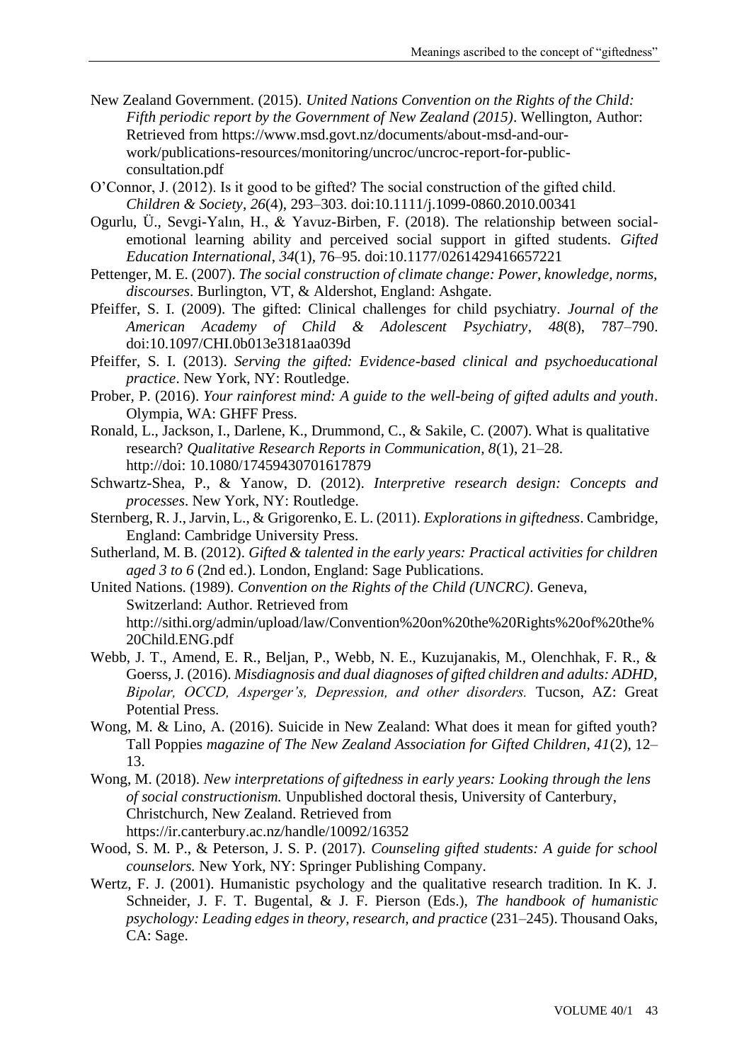New Zealand Government. (2015). *United Nations Convention on the Rights of the Child: Fifth periodic report by the Government of New Zealand (2015)*. Wellington, Author: Retrieved from https://www.msd.govt.nz/documents/about-msd-and-our-work/publications-resources/monitoring/uncroc/uncroc-report-for-public-consultation.pdf

O'Connor, J. (2012). Is it good to be gifted? The social construction of the gifted child. *Children & Society*, *26*(4), 293–303. doi:10.1111/j.1099-0860.2010.00341

Ogurlu, Ü., Sevgi-Yalın, H., & Yavuz-Birben, F. (2018). The relationship between social-emotional learning ability and perceived social support in gifted students. *Gifted Education International*, *34*(1), 76–95. doi:10.1177/0261429416657221

Pettenger, M. E. (2007). *The social construction of climate change: Power, knowledge, norms, discourses*. Burlington, VT, & Aldershot, England: Ashgate.

Pfeiffer, S. I. (2009). The gifted: Clinical challenges for child psychiatry. *Journal of the American Academy of Child & Adolescent Psychiatry*, *48*(8), 787–790. doi:10.1097/CHI.0b013e3181aa039d

Pfeiffer, S. I. (2013). *Serving the gifted: Evidence-based clinical and psychoeducational practice*. New York, NY: Routledge.

Prober, P. (2016). *Your rainforest mind: A guide to the well-being of gifted adults and youth*. Olympia, WA: GHFF Press.

Ronald, L., Jackson, I., Darlene, K., Drummond, C., & Sakile, C. (2007). What is qualitative research? *Qualitative Research Reports in Communication, 8*(1), 21–28. http://doi: 10.1080/17459430701617879

Schwartz-Shea, P., & Yanow, D. (2012). *Interpretive research design: Concepts and processes*. New York, NY: Routledge.

Sternberg, R. J., Jarvin, L., & Grigorenko, E. L. (2011). *Explorations in giftedness*. Cambridge, England: Cambridge University Press.

Sutherland, M. B. (2012). *Gifted & talented in the early years: Practical activities for children aged 3 to 6* (2nd ed.). London, England: Sage Publications.

United Nations. (1989). *Convention on the Rights of the Child (UNCRC)*. Geneva, Switzerland: Author. Retrieved from http://sithi.org/admin/upload/law/Convention%20on%20the%20Rights%20of%20the%20Child.ENG.pdf

Webb, J. T., Amend, E. R., Beljan, P., Webb, N. E., Kuzujanakis, M., Olenchhak, F. R., & Goerss, J. (2016). *Misdiagnosis and dual diagnoses of gifted children and adults: ADHD, Bipolar, OCCD, Asperger's, Depression, and other disorders.* Tucson, AZ: Great Potential Press.

Wong, M. & Lino, A. (2016). Suicide in New Zealand: What does it mean for gifted youth? Tall Poppies *magazine of The New Zealand Association for Gifted Children, 41*(2), 12–13.

Wong, M. (2018). *New interpretations of giftedness in early years: Looking through the lens of social constructionism.* Unpublished doctoral thesis, University of Canterbury, Christchurch, New Zealand. Retrieved from https://ir.canterbury.ac.nz/handle/10092/16352

Wood, S. M. P., & Peterson, J. S. P. (2017). *Counseling gifted students: A guide for school counselors.* New York, NY: Springer Publishing Company.

Wertz, F. J. (2001). Humanistic psychology and the qualitative research tradition. In K. J. Schneider, J. F. T. Bugental, & J. F. Pierson (Eds.), *The handbook of humanistic psychology: Leading edges in theory, research, and practice* (231–245). Thousand Oaks, CA: Sage.